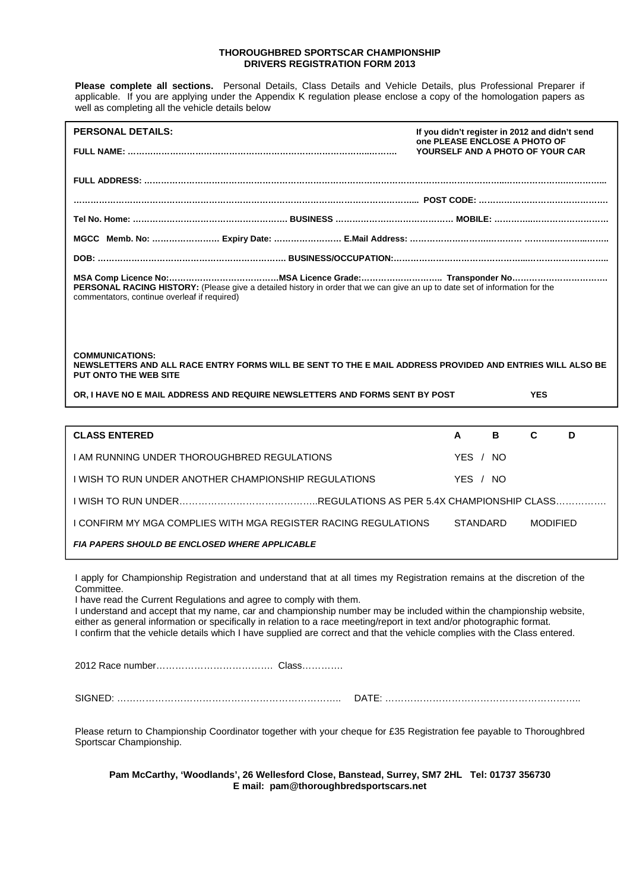# THOROUGHBRED SPORTSCAR CHAMPIONSHIP
## DRIVERS REGISTRATION FORM 2013

**Please complete all sections.** Personal Details, Class Details and Vehicle Details, plus Professional Preparer if applicable. If you are applying under the Appendix K regulation please enclose a copy of the homologation papers as well as completing all the vehicle details below

**PERSONAL DETAILS:**

**If you didn't register in 2012 and didn't send one PLEASE ENCLOSE A PHOTO OF YOURSELF AND A PHOTO OF YOUR CAR**

**FULL NAME: ……………………………………………………………………………..……..**

**FULL ADDRESS: ……………………………………………………………………………………………………………..……………………………..**

**………………………………………………………………………………………………………... POST CODE: ………………………………………**

**Tel No. Home: ………………………………………………. BUSINESS …………………………………… MOBILE: ………..………………………**

**MGCC Memb. No: …………………… Expiry Date: …………………… E.Mail Address: ……………………………….…… ………..……...……..**

**DOB: ………………………………………………………… BUSINESS/OCCUPATION:………………………………………....……………………..**

**MSA Comp Licence No:…………………………………MSA Licence Grade:……………………….. Transponder No…………………………….**

**PERSONAL RACING HISTORY:** (Please give a detailed history in order that we can give an up to date set of information for the commentators, continue overleaf if required)

**COMMUNICATIONS:**
**NEWSLETTERS AND ALL RACE ENTRY FORMS WILL BE SENT TO THE E MAIL ADDRESS PROVIDED AND ENTRIES WILL ALSO BE PUT ONTO THE WEB SITE**

**OR, I HAVE NO E MAIL ADDRESS AND REQUIRE NEWSLETTERS AND FORMS SENT BY POST** **YES**

| **CLASS ENTERED** | **A** | **B** | **C** | **D** |
|---|---|---|---|---|
| I AM RUNNING UNDER THOROUGHBRED REGULATIONS | YES / NO | | | |
| I WISH TO RUN UNDER ANOTHER CHAMPIONSHIP REGULATIONS | YES / NO | | | |
| I WISH TO RUN UNDER……………………………………..REGULATIONS AS PER 5.4X CHAMPIONSHIP CLASS……………. | | | | |
| I CONFIRM MY MGA COMPLIES WITH MGA REGISTER RACING REGULATIONS | STANDARD | | MODIFIED | |
| ***FIA PAPERS SHOULD BE ENCLOSED WHERE APPLICABLE*** | | | | |

I apply for Championship Registration and understand that at all times my Registration remains at the discretion of the Committee.
I have read the Current Regulations and agree to comply with them.
I understand and accept that my name, car and championship number may be included within the championship website, either as general information or specifically in relation to a race meeting/report in text and/or photographic format.
I confirm that the vehicle details which I have supplied are correct and that the vehicle complies with the Class entered.

2012 Race number………………………………. Class………….

SIGNED: ……………………………………………………………….. DATE: ……………………………………………………..

Please return to Championship Coordinator together with your cheque for £35 Registration fee payable to Thoroughbred Sportscar Championship.

**Pam McCarthy, 'Woodlands', 26 Wellesford Close, Banstead, Surrey, SM7 2HL Tel: 01737 356730**
**E mail: pam@thoroughbredsportscars.net**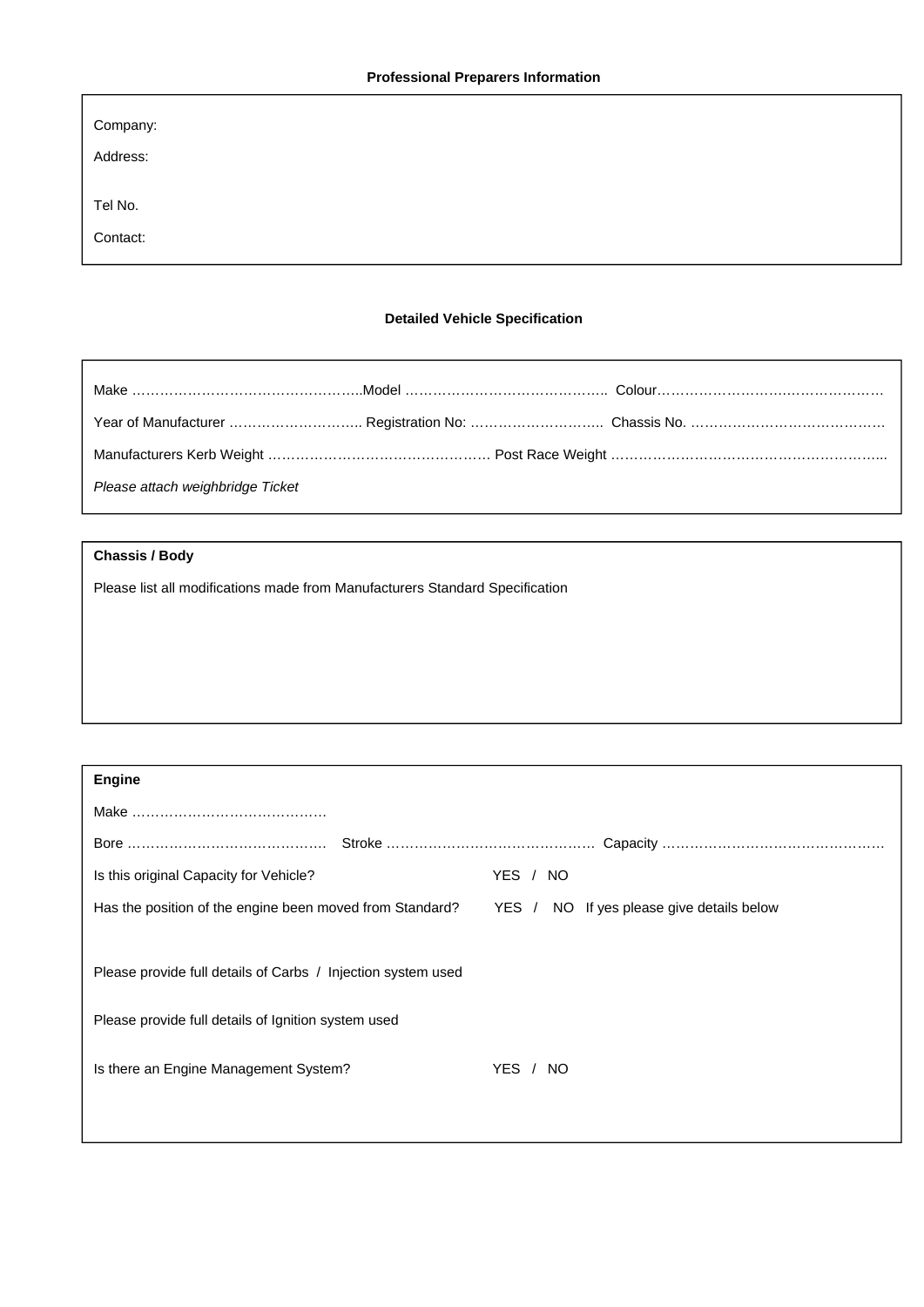**Professional Preparers Information**

Company:

Address:

Tel No.

Contact:

**Detailed Vehicle Specification**

Make …………………………………………..Model …………………………………….. Colour…………………………….……………

Year of Manufacturer ……………………….. Registration No: ……………………….. Chassis No. ……………………………………

Manufacturers Kerb Weight …………………………………………. Post Race Weight …………………………………………………...

*Please attach weighbridge Ticket*

**Chassis / Body**

Please list all modifications made from Manufacturers Standard Specification

**Engine**

Make ……………………………………

Bore …………………………………….   Stroke …………………………………….  Capacity ……………………………………….

Is this original Capacity for Vehicle?   YES / NO

Has the position of the engine been moved from Standard?   YES / NO   If yes please give details below

Please provide full details of Carbs / Injection system used

Please provide full details of Ignition system used

Is there an Engine Management System?   YES / NO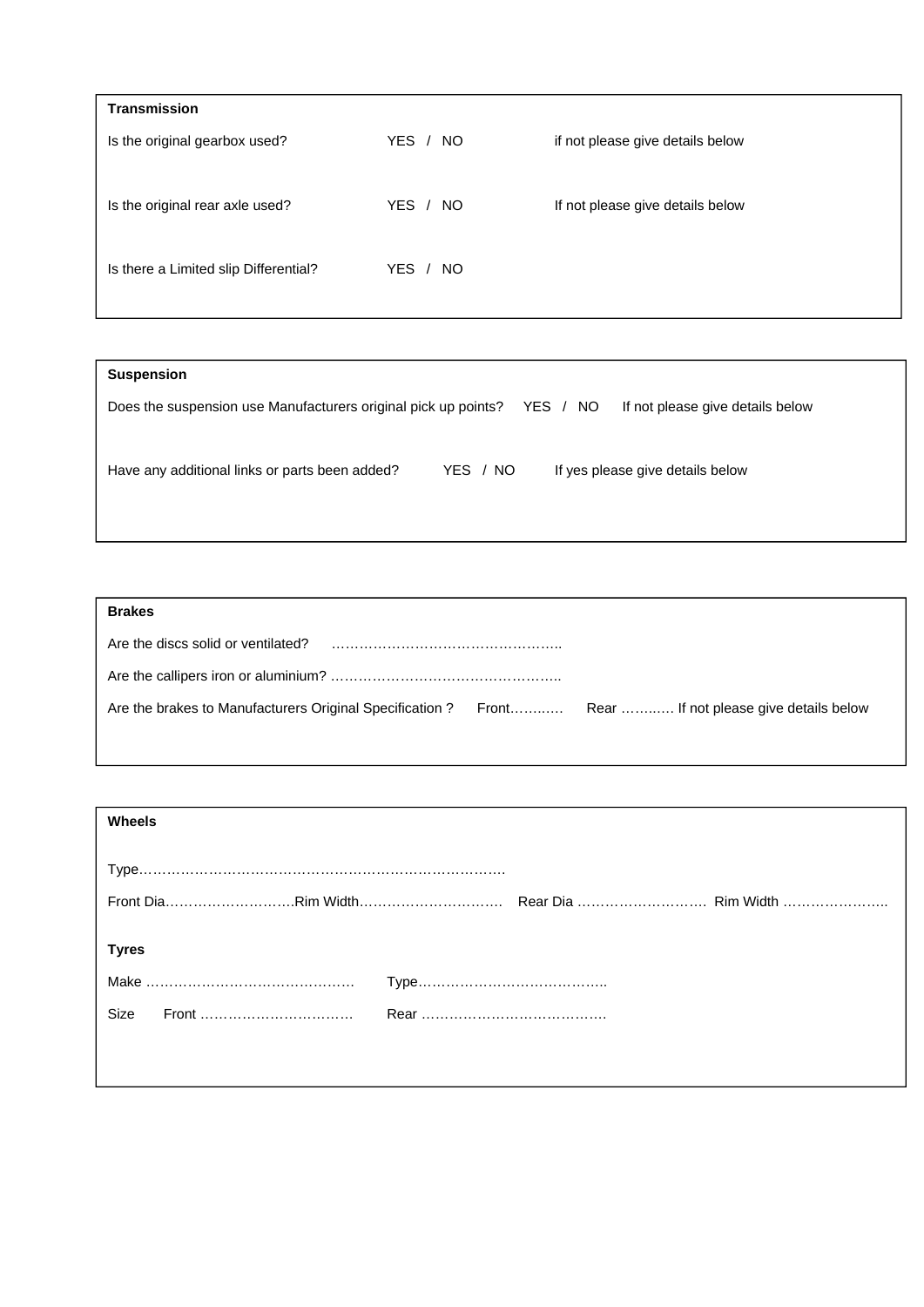**Transmission**

Is the original gearbox used? YES / NO if not please give details below

Is the original rear axle used? YES / NO If not please give details below

Is there a Limited slip Differential? YES / NO

**Suspension**

Does the suspension use Manufacturers original pick up points? YES / NO If not please give details below

Have any additional links or parts been added? YES / NO If yes please give details below

**Brakes**

Are the discs solid or ventilated? …………………………………………..

Are the callipers iron or aluminium? …………………………………………..

Are the brakes to Manufacturers Original Specification ? Front……..… Rear ……..…. If not please give details below

**Wheels**

Type.………………………………………………………………….

Front Dia……………………….Rim Width…………………………. Rear Dia ………………………. Rim Width …………………..

**Tyres**

Make ……………………………………… Type…………………………………..

Size Front …………………………… Rear ………………………………….